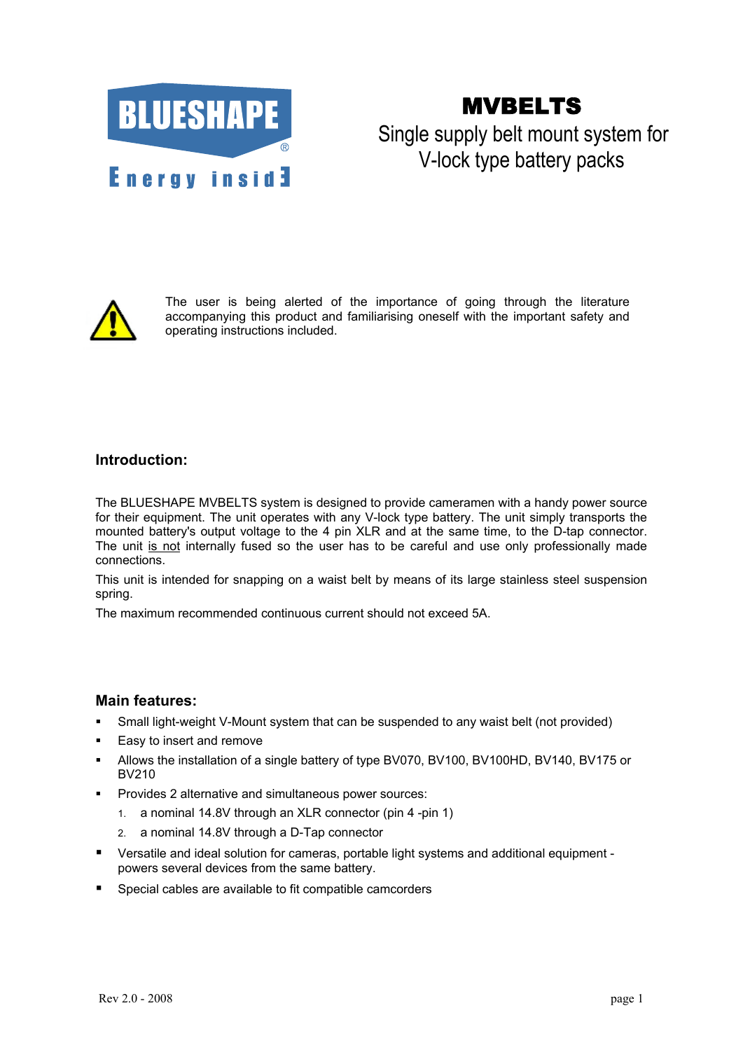BLUESHAPE®

Energy insid3

# MVBELTS

Single supply belt mount system for V-lock type battery packs

The user is being alerted of the importance of going through the literature accompanying this product and familiarising oneself with the important safety and operating instructions included.

## Introduction:

The BLUESHAPE MVBELTS system is designed to provide cameramen with a handy power source for their equipment. The unit operates with any V-lock type battery. The unit simply transports the mounted battery's output voltage to the 4 pin XLR and at the same time, to the D-tap connector. The unit <u>is not</u> internally fused so the user has to be careful and use only professionally made connections.

This unit is intended for snapping on a waist belt by means of its large stainless steel suspension spring.

The maximum recommended continuous current should not exceed 5A.

## Main features:

- Small light-weight V-Mount system that can be suspended to any waist belt (not provided)
- Easy to insert and remove
- Allows the installation of a single battery of type BV070, BV100, BV100HD, BV140, BV175 or BV210
- Provides 2 alternative and simultaneous power sources:
  1. a nominal 14.8V through an XLR connector (pin 4 -pin 1)
  2. a nominal 14.8V through a D-Tap connector
- Versatile and ideal solution for cameras, portable light systems and additional equipment - powers several devices from the same battery.
- Special cables are available to fit compatible camcorders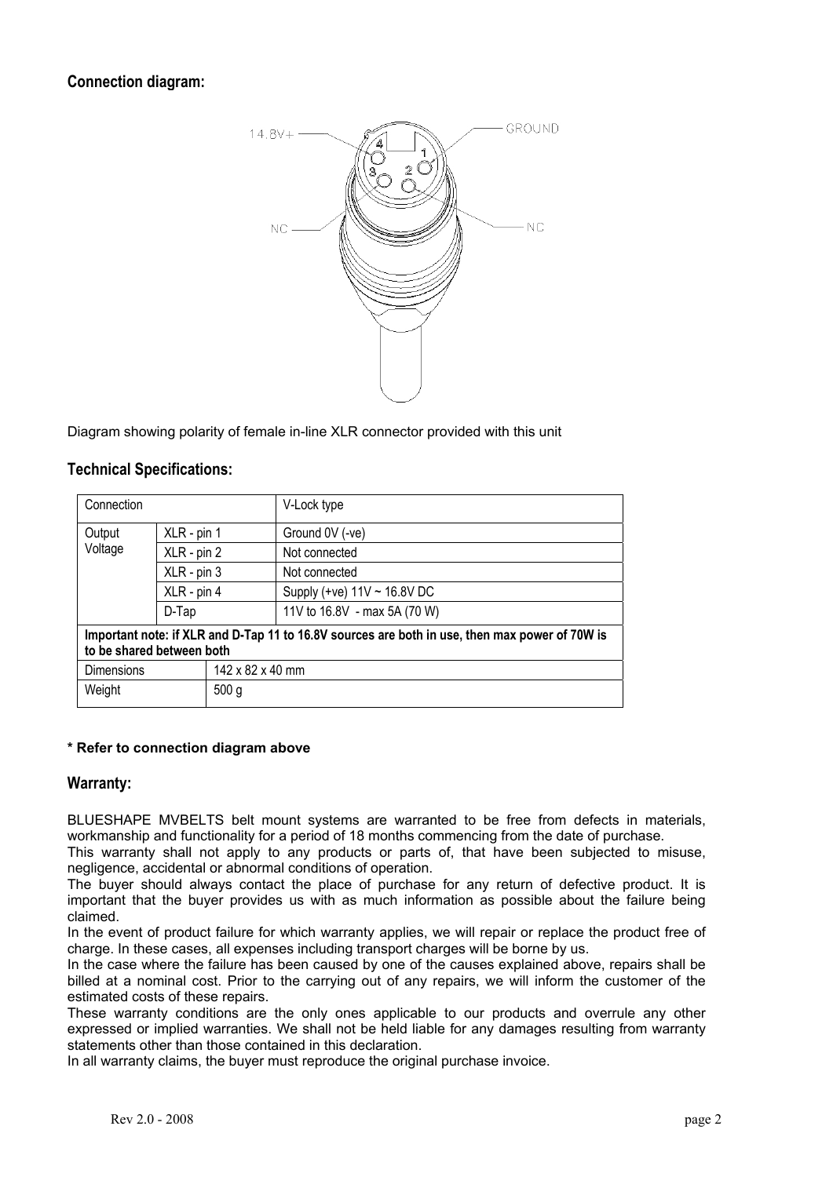## Connection diagram:

14.8V+

GROUND

NC

NC

Diagram showing polarity of female in-line XLR connector provided with this unit

## Technical Specifications:

| | | | |
|---|---|---|---|
| Connection | | | V-Lock type |
| Output Voltage | XLR - pin 1 | | Ground 0V (-ve) |
| | XLR - pin 2 | | Not connected |
| | XLR - pin 3 | | Not connected |
| | XLR - pin 4 | | Supply (+ve) 11V ~ 16.8V DC |
| | D-Tap | | 11V to 16.8V - max 5A (70 W) |
| **Important note: if XLR and D-Tap 11 to 16.8V sources are both in use, then max power of 70W is to be shared between both** | | | |
| Dimensions | | 142 x 82 x 40 mm | |
| Weight | | 500 g | |

**\* Refer to connection diagram above**

## Warranty:

BLUESHAPE MVBELTS belt mount systems are warranted to be free from defects in materials, workmanship and functionality for a period of 18 months commencing from the date of purchase.

This warranty shall not apply to any products or parts of, that have been subjected to misuse, negligence, accidental or abnormal conditions of operation.

The buyer should always contact the place of purchase for any return of defective product. It is important that the buyer provides us with as much information as possible about the failure being claimed.

In the event of product failure for which warranty applies, we will repair or replace the product free of charge. In these cases, all expenses including transport charges will be borne by us.

In the case where the failure has been caused by one of the causes explained above, repairs shall be billed at a nominal cost. Prior to the carrying out of any repairs, we will inform the customer of the estimated costs of these repairs.

These warranty conditions are the only ones applicable to our products and overrule any other expressed or implied warranties. We shall not be held liable for any damages resulting from warranty statements other than those contained in this declaration.

In all warranty claims, the buyer must reproduce the original purchase invoice.

Rev 2.0 - 2008